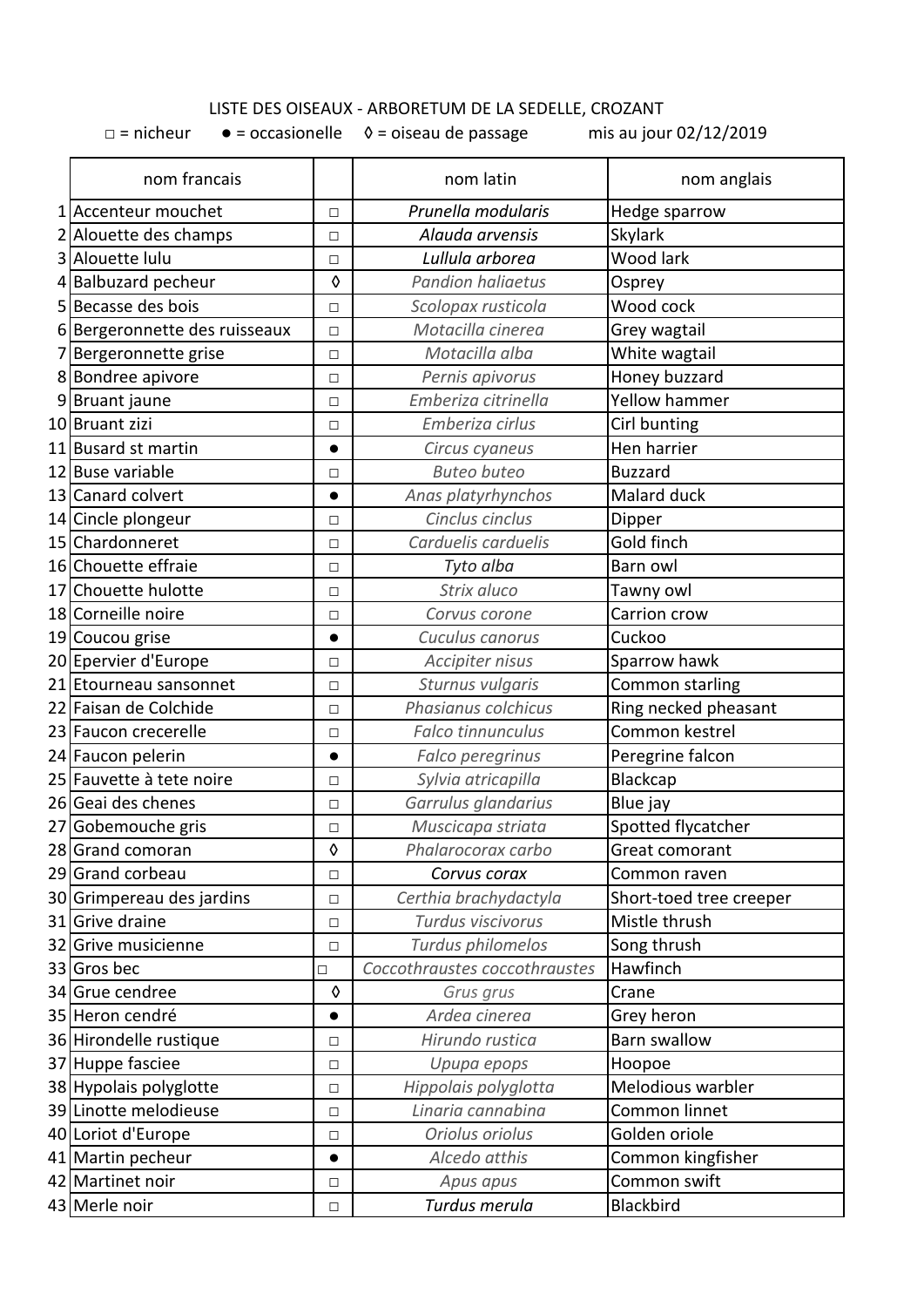LISTE DES OISEAUX - ARBORETUM DE LA SEDELLE, CROZANT

□ = nicheur ● = occasionelle ◊ = oiseau de passage mis au jour 02/12/2019

| | nom francais | | nom latin | nom anglais |
|---|---|---|---|---|
| 1 | Accenteur mouchet | □ | *Prunella modularis* | Hedge sparrow |
| 2 | Alouette des champs | □ | *Alauda arvensis* | Skylark |
| 3 | Alouette lulu | □ | *Lullula arborea* | Wood lark |
| 4 | Balbuzard pecheur | ◊ | *Pandion haliaetus* | Osprey |
| 5 | Becasse des bois | □ | *Scolopax rusticola* | Wood cock |
| 6 | Bergeronnette des ruisseaux | □ | *Motacilla cinerea* | Grey wagtail |
| 7 | Bergeronnette grise | □ | *Motacilla alba* | White wagtail |
| 8 | Bondree apivore | □ | *Pernis apivorus* | Honey buzzard |
| 9 | Bruant jaune | □ | *Emberiza citrinella* | Yellow hammer |
| 10 | Bruant zizi | □ | *Emberiza cirlus* | Cirl bunting |
| 11 | Busard st martin | ● | *Circus cyaneus* | Hen harrier |
| 12 | Buse variable | □ | *Buteo buteo* | Buzzard |
| 13 | Canard colvert | ● | *Anas platyrhynchos* | Malard duck |
| 14 | Cincle plongeur | □ | *Cinclus cinclus* | Dipper |
| 15 | Chardonneret | □ | *Carduelis carduelis* | Gold finch |
| 16 | Chouette effraie | □ | *Tyto alba* | Barn owl |
| 17 | Chouette hulotte | □ | *Strix aluco* | Tawny owl |
| 18 | Corneille noire | □ | *Corvus corone* | Carrion crow |
| 19 | Coucou grise | ● | *Cuculus canorus* | Cuckoo |
| 20 | Epervier d'Europe | □ | *Accipiter nisus* | Sparrow hawk |
| 21 | Etourneau sansonnet | □ | *Sturnus vulgaris* | Common starling |
| 22 | Faisan de Colchide | □ | *Phasianus colchicus* | Ring necked pheasant |
| 23 | Faucon crecerelle | □ | *Falco tinnunculus* | Common kestrel |
| 24 | Faucon pelerin | ● | *Falco peregrinus* | Peregrine falcon |
| 25 | Fauvette à tete noire | □ | *Sylvia atricapilla* | Blackcap |
| 26 | Geai des chenes | □ | *Garrulus glandarius* | Blue jay |
| 27 | Gobemouche gris | □ | *Muscicapa striata* | Spotted flycatcher |
| 28 | Grand comoran | ◊ | *Phalarocorax carbo* | Great comorant |
| 29 | Grand corbeau | □ | *Corvus corax* | Common raven |
| 30 | Grimpereau des jardins | □ | *Certhia brachydactyla* | Short-toed tree creeper |
| 31 | Grive draine | □ | *Turdus viscivorus* | Mistle thrush |
| 32 | Grive musicienne | □ | *Turdus philomelos* | Song thrush |
| 33 | Gros bec | □ | *Coccothraustes coccothraustes* | Hawfinch |
| 34 | Grue cendree | ◊ | *Grus grus* | Crane |
| 35 | Heron cendré | ● | *Ardea cinerea* | Grey heron |
| 36 | Hirondelle rustique | □ | *Hirundo rustica* | Barn swallow |
| 37 | Huppe fasciee | □ | *Upupa epops* | Hoopoe |
| 38 | Hypolais polyglotte | □ | *Hippolais polyglotta* | Melodious warbler |
| 39 | Linotte melodieuse | □ | *Linaria cannabina* | Common linnet |
| 40 | Loriot d'Europe | □ | *Oriolus oriolus* | Golden oriole |
| 41 | Martin pecheur | ● | *Alcedo atthis* | Common kingfisher |
| 42 | Martinet noir | □ | *Apus apus* | Common swift |
| 43 | Merle noir | □ | *Turdus merula* | Blackbird |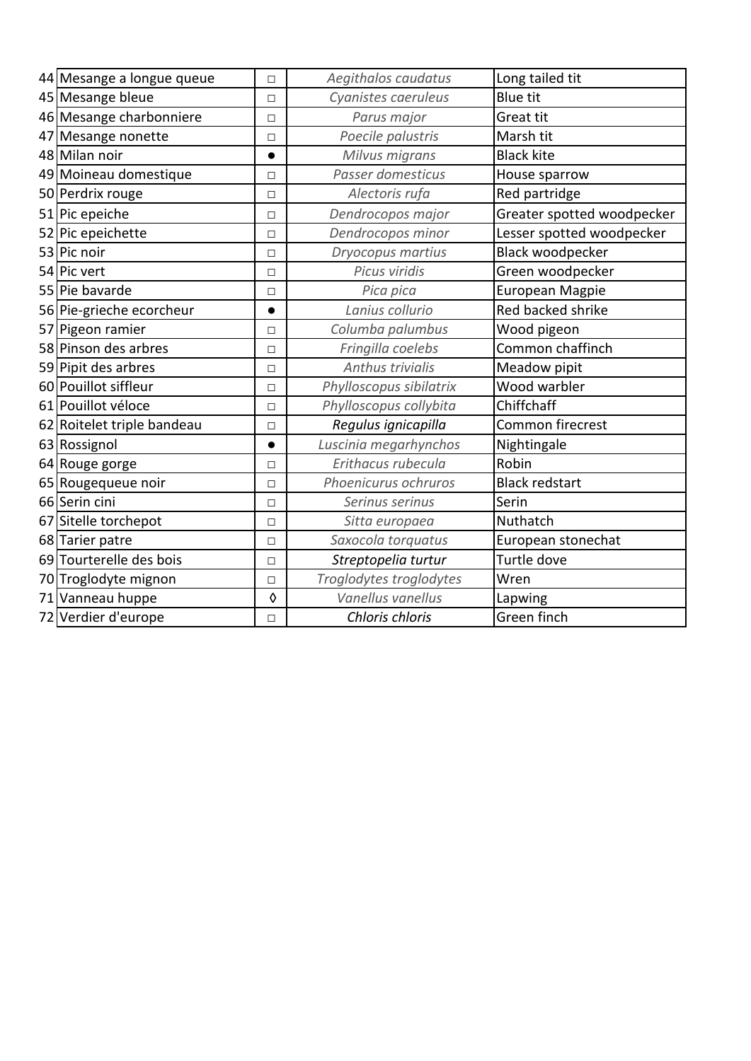| | | | | |
|---|---|---|---|---|
| 44 | Mesange a longue queue | □ | *Aegithalos caudatus* | Long tailed tit |
| 45 | Mesange bleue | □ | *Cyanistes caeruleus* | Blue tit |
| 46 | Mesange charbonniere | □ | *Parus major* | Great tit |
| 47 | Mesange nonette | □ | *Poecile palustris* | Marsh tit |
| 48 | Milan noir | ● | *Milvus migrans* | Black kite |
| 49 | Moineau domestique | □ | *Passer domesticus* | House sparrow |
| 50 | Perdrix rouge | □ | *Alectoris rufa* | Red partridge |
| 51 | Pic epeiche | □ | *Dendrocopos major* | Greater spotted woodpecker |
| 52 | Pic epeichette | □ | *Dendrocopos minor* | Lesser spotted woodpecker |
| 53 | Pic noir | □ | *Dryocopus martius* | Black woodpecker |
| 54 | Pic vert | □ | *Picus viridis* | Green woodpecker |
| 55 | Pie bavarde | □ | *Pica pica* | European Magpie |
| 56 | Pie-grieche ecorcheur | ● | *Lanius collurio* | Red backed shrike |
| 57 | Pigeon ramier | □ | *Columba palumbus* | Wood pigeon |
| 58 | Pinson des arbres | □ | *Fringilla coelebs* | Common chaffinch |
| 59 | Pipit des arbres | □ | *Anthus trivialis* | Meadow pipit |
| 60 | Pouillot siffleur | □ | *Phylloscopus sibilatrix* | Wood warbler |
| 61 | Pouillot véloce | □ | *Phylloscopus collybita* | Chiffchaff |
| 62 | Roitelet triple bandeau | □ | *Regulus ignicapilla* | Common firecrest |
| 63 | Rossignol | ● | *Luscinia megarhynchos* | Nightingale |
| 64 | Rouge gorge | □ | *Erithacus rubecula* | Robin |
| 65 | Rougequeue noir | □ | *Phoenicurus ochruros* | Black redstart |
| 66 | Serin cini | □ | *Serinus serinus* | Serin |
| 67 | Sitelle torchepot | □ | *Sitta europaea* | Nuthatch |
| 68 | Tarier patre | □ | *Saxocola torquatus* | European stonechat |
| 69 | Tourterelle des bois | □ | *Streptopelia turtur* | Turtle dove |
| 70 | Troglodyte mignon | □ | *Troglodytes troglodytes* | Wren |
| 71 | Vanneau huppe | ◊ | *Vanellus vanellus* | Lapwing |
| 72 | Verdier d'europe | □ | *Chloris chloris* | Green finch |